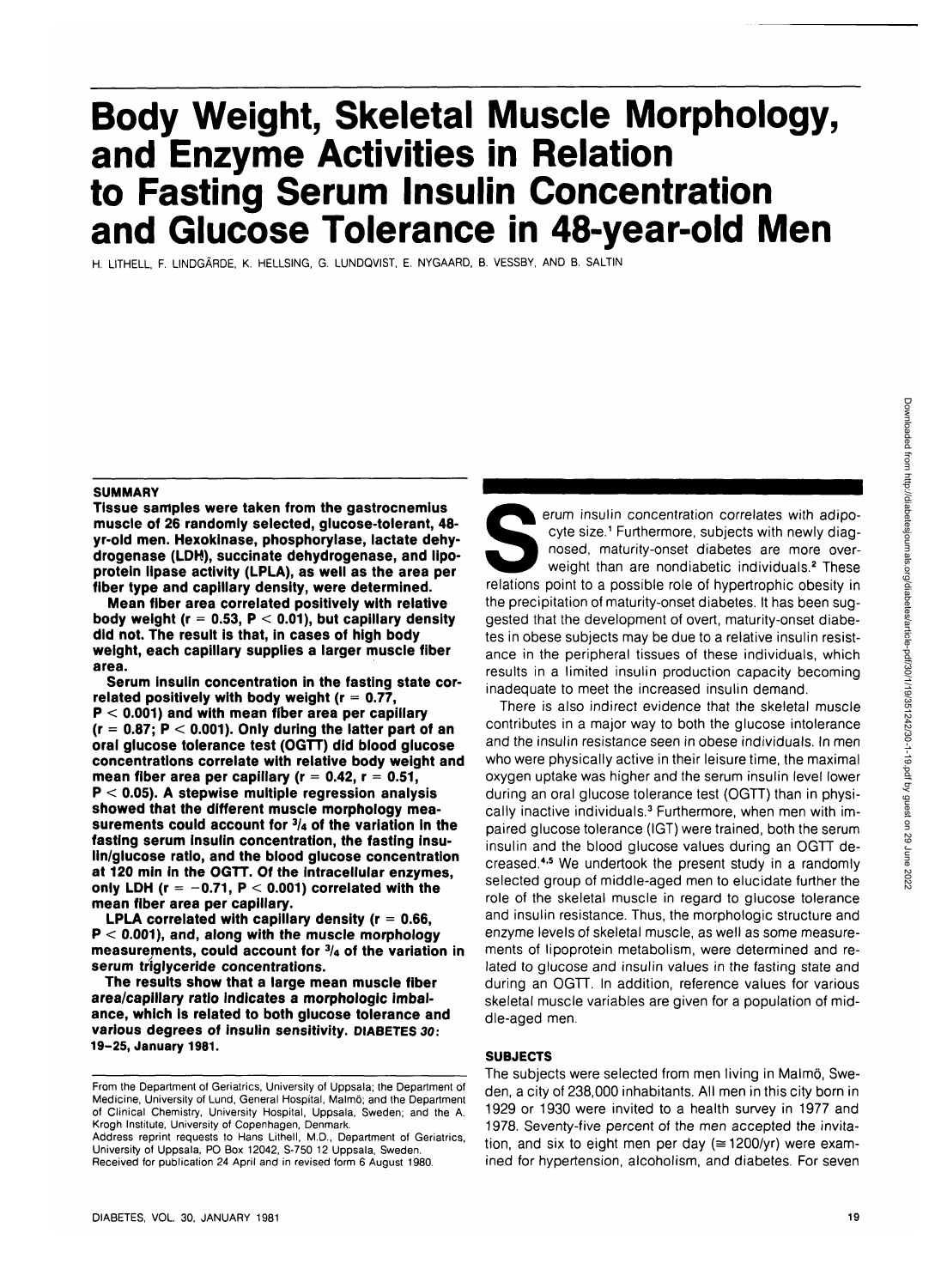# Body Weight, Skeletal Muscle Morphology, and Enzyme Activities in Relation to Fasting Serum Insulin Concentration and Glucose Tolerance in 48-year-old Men

H. LITHELL, F. LINDGÄRDE, K. HELLSING, G. LUNDQVIST, E. NYGAARD, B. VESSBY, AND B. SALTIN

## SUMMARY

**Tissue samples were taken from the gastrocnemius muscle of 26 randomly selected, glucose-tolerant, 48-yr-old men. Hexokinase, phosphorylase, lactate dehydrogenase (LDH), succinate dehydrogenase, and lipoprotein lipase activity (LPLA), as well as the area per fiber type and capillary density, were determined.**

**Mean fiber area correlated positively with relative body weight ($r = 0.53$, $P < 0.01$), but capillary density did not. The result is that, in cases of high body weight, each capillary supplies a larger muscle fiber area.**

**Serum insulin concentration in the fasting state correlated positively with body weight ($r = 0.77$, $P < 0.001$) and with mean fiber area per capillary ($r = 0.87$; $P < 0.001$). Only during the latter part of an oral glucose tolerance test (OGTT) did blood glucose concentrations correlate with relative body weight and mean fiber area per capillary ($r = 0.42$, $r = 0.51$, $P < 0.05$). A stepwise multiple regression analysis showed that the different muscle morphology measurements could account for 3/4 of the variation in the fasting serum insulin concentration, the fasting insulin/glucose ratio, and the blood glucose concentration at 120 min in the OGTT. Of the intracellular enzymes, only LDH ($r = -0.71$, $P < 0.001$) correlated with the mean fiber area per capillary.**

**LPLA correlated with capillary density ($r = 0.66$, $P < 0.001$), and, along with the muscle morphology measurements, could account for 3/4 of the variation in serum triglyceride concentrations.**

**The results show that a large mean muscle fiber area/capillary ratio indicates a morphologic imbalance, which is related to both glucose tolerance and various degrees of insulin sensitivity. DIABETES 30: 19–25, January 1981.**

From the Department of Geriatrics, University of Uppsala; the Department of Medicine, University of Lund, General Hospital, Malmö; and the Department of Clinical Chemistry, University Hospital, Uppsala, Sweden; and the A. Krogh Institute, University of Copenhagen, Denmark.
Address reprint requests to Hans Lithell, M.D., Department of Geriatrics, University of Uppsala, PO Box 12042, S-750 12 Uppsala, Sweden.
Received for publication 24 April and in revised form 6 August 1980.

Serum insulin concentration correlates with adipocyte size.[1] Furthermore, subjects with newly diagnosed, maturity-onset diabetes are more overweight than are nondiabetic individuals.[2] These relations point to a possible role of hypertrophic obesity in the precipitation of maturity-onset diabetes. It has been suggested that the development of overt, maturity-onset diabetes in obese subjects may be due to a relative insulin resistance in the peripheral tissues of these individuals, which results in a limited insulin production capacity becoming inadequate to meet the increased insulin demand.

There is also indirect evidence that the skeletal muscle contributes in a major way to both the glucose intolerance and the insulin resistance seen in obese individuals. In men who were physically active in their leisure time, the maximal oxygen uptake was higher and the serum insulin level lower during an oral glucose tolerance test (OGTT) than in physically inactive individuals.[3] Furthermore, when men with impaired glucose tolerance (IGT) were trained, both the serum insulin and the blood glucose values during an OGTT decreased.[4,5] We undertook the present study in a randomly selected group of middle-aged men to elucidate further the role of the skeletal muscle in regard to glucose tolerance and insulin resistance. Thus, the morphologic structure and enzyme levels of skeletal muscle, as well as some measurements of lipoprotein metabolism, were determined and related to glucose and insulin values in the fasting state and during an OGTT. In addition, reference values for various skeletal muscle variables are given for a population of middle-aged men.

## SUBJECTS

The subjects were selected from men living in Malmö, Sweden, a city of 238,000 inhabitants. All men in this city born in 1929 or 1930 were invited to a health survey in 1977 and 1978. Seventy-five percent of the men accepted the invitation, and six to eight men per day (≅ 1200/yr) were examined for hypertension, alcoholism, and diabetes. For seven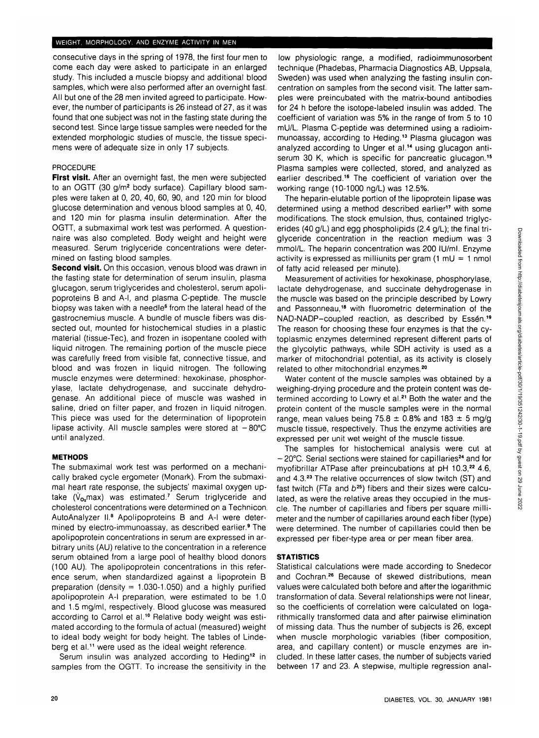consecutive days in the spring of 1978, the first four men to come each day were asked to participate in an enlarged study. This included a muscle biopsy and additional blood samples, which were also performed after an overnight fast. All but one of the 28 men invited agreed to participate. However, the number of participants is 26 instead of 27, as it was found that one subject was not in the fasting state during the second test. Since large tissue samples were needed for the extended morphologic studies of muscle, the tissue specimens were of adequate size in only 17 subjects.

### PROCEDURE

**First visit.** After an overnight fast, the men were subjected to an OGTT (30 g/m² body surface). Capillary blood samples were taken at 0, 20, 40, 60, 90, and 120 min for blood glucose determination and venous blood samples at 0, 40, and 120 min for plasma insulin determination. After the OGTT, a submaximal work test was performed. A questionnaire was also completed. Body weight and height were measured. Serum triglyceride concentrations were determined on fasting blood samples.

**Second visit.** On this occasion, venous blood was drawn in the fasting state for determination of serum insulin, plasma glucagon, serum triglycerides and cholesterol, serum apolipoproteins B and A-I, and plasma C-peptide. The muscle biopsy was taken with a needle[6] from the lateral head of the gastrocnemius muscle. A bundle of muscle fibers was dissected out, mounted for histochemical studies in a plastic material (tissue-Tec), and frozen in isopentane cooled with liquid nitrogen. The remaining portion of the muscle piece was carefully freed from visible fat, connective tissue, and blood and was frozen in liquid nitrogen. The following muscle enzymes were determined: hexokinase, phosphorylase, lactate dehydrogenase, and succinate dehydrogenase. An additional piece of muscle was washed in saline, dried on filter paper, and frozen in liquid nitrogen. This piece was used for the determination of lipoprotein lipase activity. All muscle samples were stored at −80°C until analyzed.

## METHODS

The submaximal work test was performed on a mechanically braked cycle ergometer (Monark). From the submaximal heart rate response, the subjects' maximal oxygen uptake ($\dot{V}_{O_2}$max) was estimated.[7] Serum triglyceride and cholesterol concentrations were determined on a Technicon AutoAnalyzer II.[8] Apolipoproteins B and A-I were determined by electro-immunoassay, as described earlier.[9] The apolipoprotein concentrations in serum are expressed in arbitrary units (AU) relative to the concentration in a reference serum obtained from a large pool of healthy blood donors (100 AU). The apolipoprotein concentrations in this reference serum, when standardized against a lipoprotein B preparation (density = 1.030-1.050) and a highly purified apolipoprotein A-I preparation, were estimated to be 1.0 and 1.5 mg/ml, respectively. Blood glucose was measured according to Carrol et al.[10] Relative body weight was estimated according to the formula of actual (measured) weight to ideal body weight for body height. The tables of Lindeberg et al.[11] were used as the ideal weight reference.

Serum insulin was analyzed according to Heding[12] in samples from the OGTT. To increase the sensitivity in the low physiologic range, a modified, radioimmunosorbent technique (Phadebas, Pharmacia Diagnostics AB, Uppsala, Sweden) was used when analyzing the fasting insulin concentration on samples from the second visit. The latter samples were preincubated with the matrix-bound antibodies for 24 h before the isotope-labeled insulin was added. The coefficient of variation was 5% in the range of from 5 to 10 mU/L. Plasma C-peptide was determined using a radioimmunoassay, according to Heding.[13] Plasma glucagon was analyzed according to Unger et al.[14] using glucagon antiserum 30 K, which is specific for pancreatic glucagon.[15] Plasma samples were collected, stored, and analyzed as earlier described.[16] The coefficient of variation over the working range (10-1000 ng/L) was 12.5%.

The heparin-elutable portion of the lipoprotein lipase was determined using a method described earlier[17] with some modifications. The stock emulsion, thus, contained triglycerides (40 g/L) and egg phospholipids (2.4 g/L); the final triglyceride concentration in the reaction medium was 3 mmol/L. The heparin concentration was 200 IU/ml. Enzyme activity is expressed as milliunits per gram (1 mU = 1 nmol of fatty acid released per minute).

Measurement of activities for hexokinase, phosphorylase, lactate dehydrogenase, and succinate dehydrogenase in the muscle was based on the principle described by Lowry and Passonneau,[18] with fluorometric determination of the NAD-NADP–coupled reaction, as described by Essén.[19] The reason for choosing these four enzymes is that the cytoplasmic enzymes determined represent different parts of the glycolytic pathways, while SDH activity is used as a marker of mitochondrial potential, as its activity is closely related to other mitochondrial enzymes.[20]

Water content of the muscle samples was obtained by a weighing-drying procedure and the protein content was determined according to Lowry et al.[21] Both the water and the protein content of the muscle samples were in the normal range, mean values being 75.8 ± 0.8% and 183 ± 5 mg/g muscle tissue, respectively. Thus the enzyme activities are expressed per unit wet weight of the muscle tissue.

The samples for histochemical analysis were cut at −20°C. Serial sections were stained for capillaries[24] and for myofibrillar ATPase after preincubations at pH 10.3,[22] 4.6, and 4.3.[23] The relative occurrences of slow twitch (ST) and fast twitch (FT*a* and *b*[25]) fibers and their sizes were calculated, as were the relative areas they occupied in the muscle. The number of capillaries and fibers per square millimeter and the number of capillaries around each fiber (type) were determined. The number of capillaries could then be expressed per fiber-type area or per mean fiber area.

## STATISTICS

Statistical calculations were made according to Snedecor and Cochran.[26] Because of skewed distributions, mean values were calculated both before and after the logarithmic transformation of data. Several relationships were not linear, so the coefficients of correlation were calculated on logarithmically transformed data and after pairwise elimination of missing data. Thus the number of subjects is 26, except when muscle morphologic variables (fiber composition, area, and capillary content) or muscle enzymes are included. In these latter cases, the number of subjects varied between 17 and 23. A stepwise, multiple regression anal-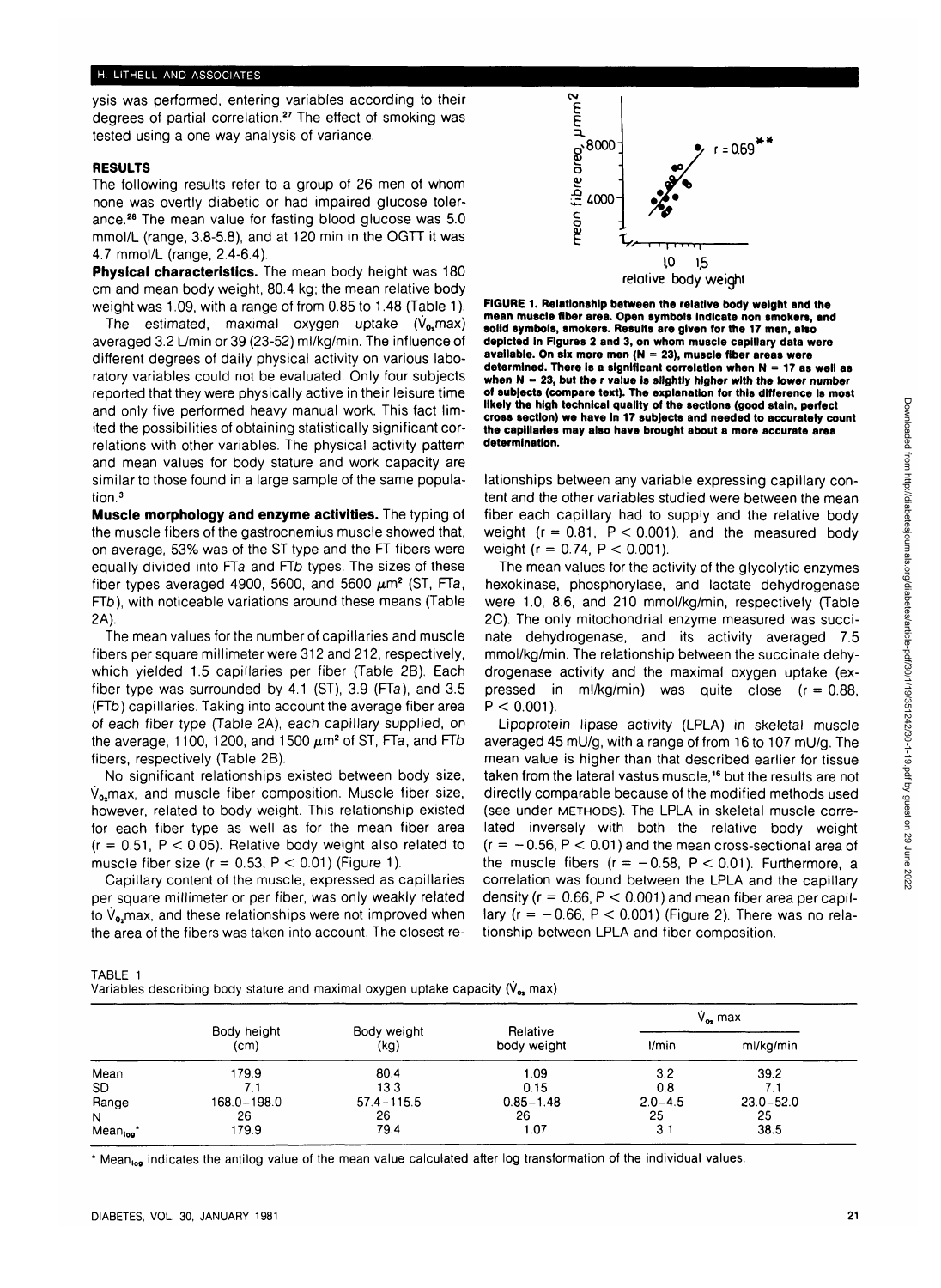ysis was performed, entering variables according to their degrees of partial correlation.[27] The effect of smoking was tested using a one way analysis of variance.

## RESULTS

The following results refer to a group of 26 men of whom none was overtly diabetic or had impaired glucose tolerance.[28] The mean value for fasting blood glucose was 5.0 mmol/L (range, 3.8-5.8), and at 120 min in the OGTT it was 4.7 mmol/L (range, 2.4-6.4).

**Physical characteristics.** The mean body height was 180 cm and mean body weight, 80.4 kg; the mean relative body weight was 1.09, with a range of from 0.85 to 1.48 (Table 1).

The estimated, maximal oxygen uptake ($\dot{V}_{O_2}max$) averaged 3.2 L/min or 39 (23-52) ml/kg/min. The influence of different degrees of daily physical activity on various laboratory variables could not be evaluated. Only four subjects reported that they were physically active in their leisure time and only five performed heavy manual work. This fact limited the possibilities of obtaining statistically significant correlations with other variables. The physical activity pattern and mean values for body stature and work capacity are similar to those found in a large sample of the same population.[3]

**Muscle morphology and enzyme activities.** The typing of the muscle fibers of the gastrocnemius muscle showed that, on average, 53% was of the ST type and the FT fibers were equally divided into FT*a* and FT*b* types. The sizes of these fiber types averaged 4900, 5600, and 5600 $\mu m^2$ (ST, FT*a*, FT*b*), with noticeable variations around these means (Table 2A).

The mean values for the number of capillaries and muscle fibers per square millimeter were 312 and 212, respectively, which yielded 1.5 capillaries per fiber (Table 2B). Each fiber type was surrounded by 4.1 (ST), 3.9 (FT*a*), and 3.5 (FT*b*) capillaries. Taking into account the average fiber area of each fiber type (Table 2A), each capillary supplied, on the average, 1100, 1200, and 1500 $\mu m^2$ of ST, FT*a*, and FT*b* fibers, respectively (Table 2B).

No significant relationships existed between body size, $\dot{V}_{O_2}max$, and muscle fiber composition. Muscle fiber size, however, related to body weight. This relationship existed for each fiber type as well as for the mean fiber area ($r = 0.51$, $P < 0.05$). Relative body weight also related to muscle fiber size ($r = 0.53$, $P < 0.01$) (Figure 1).

Capillary content of the muscle, expressed as capillaries per square millimeter or per fiber, was only weakly related to $\dot{V}_{O_2}max$, and these relationships were not improved when the area of the fibers was taken into account. The closest relationships between any variable expressing capillary content and the other variables studied were between the mean fiber each capillary had to supply and the relative body weight ($r = 0.81$, $P < 0.001$), and the measured body weight ($r = 0.74$, $P < 0.001$).

**FIGURE 1. Relationship between the relative body weight and the mean muscle fiber area. Open symbols indicate non smokers, and solid symbols, smokers. Results are given for the 17 men, also depicted in Figures 2 and 3, on whom muscle capillary data were available. On six more men (N = 23), muscle fiber areas were determined. There is a significant correlation when N = 17 as well as when N = 23, but the r value is slightly higher with the lower number of subjects (compare text). The explanation for this difference is most likely the high technical quality of the sections (good stain, perfect cross section) we have in 17 subjects and needed to accurately count the capillaries may also have brought about a more accurate area determination.**

The mean values for the activity of the glycolytic enzymes hexokinase, phosphorylase, and lactate dehydrogenase were 1.0, 8.6, and 210 mmol/kg/min, respectively (Table 2C). The only mitochondrial enzyme measured was succinate dehydrogenase, and its activity averaged 7.5 mmol/kg/min. The relationship between the succinate dehydrogenase activity and the maximal oxygen uptake (expressed in ml/kg/min) was quite close ($r = 0.88$, $P < 0.001$).

Lipoprotein lipase activity (LPLA) in skeletal muscle averaged 45 mU/g, with a range of from 16 to 107 mU/g. The mean value is higher than that described earlier for tissue taken from the lateral vastus muscle,[16] but the results are not directly comparable because of the modified methods used (see under METHODS). The LPLA in skeletal muscle correlated inversely with both the relative body weight ($r = -0.56$, $P < 0.01$) and the mean cross-sectional area of the muscle fibers ($r = -0.58$, $P < 0.01$). Furthermore, a correlation was found between the LPLA and the capillary density ($r = 0.66$, $P < 0.001$) and mean fiber area per capillary ($r = -0.66$, $P < 0.001$) (Figure 2). There was no relationship between LPLA and fiber composition.

TABLE 1
Variables describing body stature and maximal oxygen uptake capacity ($\dot{V}_{O_2}$ max)

| | Body height (cm) | Body weight (kg) | Relative body weight | $\dot{V}_{O_2}$ max | |
|---|---|---|---|---|---|
| | | | | l/min | ml/kg/min |
| Mean | 179.9 | 80.4 | 1.09 | 3.2 | 39.2 |
| SD | 7.1 | 13.3 | 0.15 | 0.8 | 7.1 |
| Range | 168.0–198.0 | 57.4–115.5 | 0.85–1.48 | 2.0–4.5 | 23.0–52.0 |
| N | 26 | 26 | 26 | 25 | 25 |
| $Mean_{log}$* | 179.9 | 79.4 | 1.07 | 3.1 | 38.5 |

* $Mean_{log}$ indicates the antilog value of the mean value calculated after log transformation of the individual values.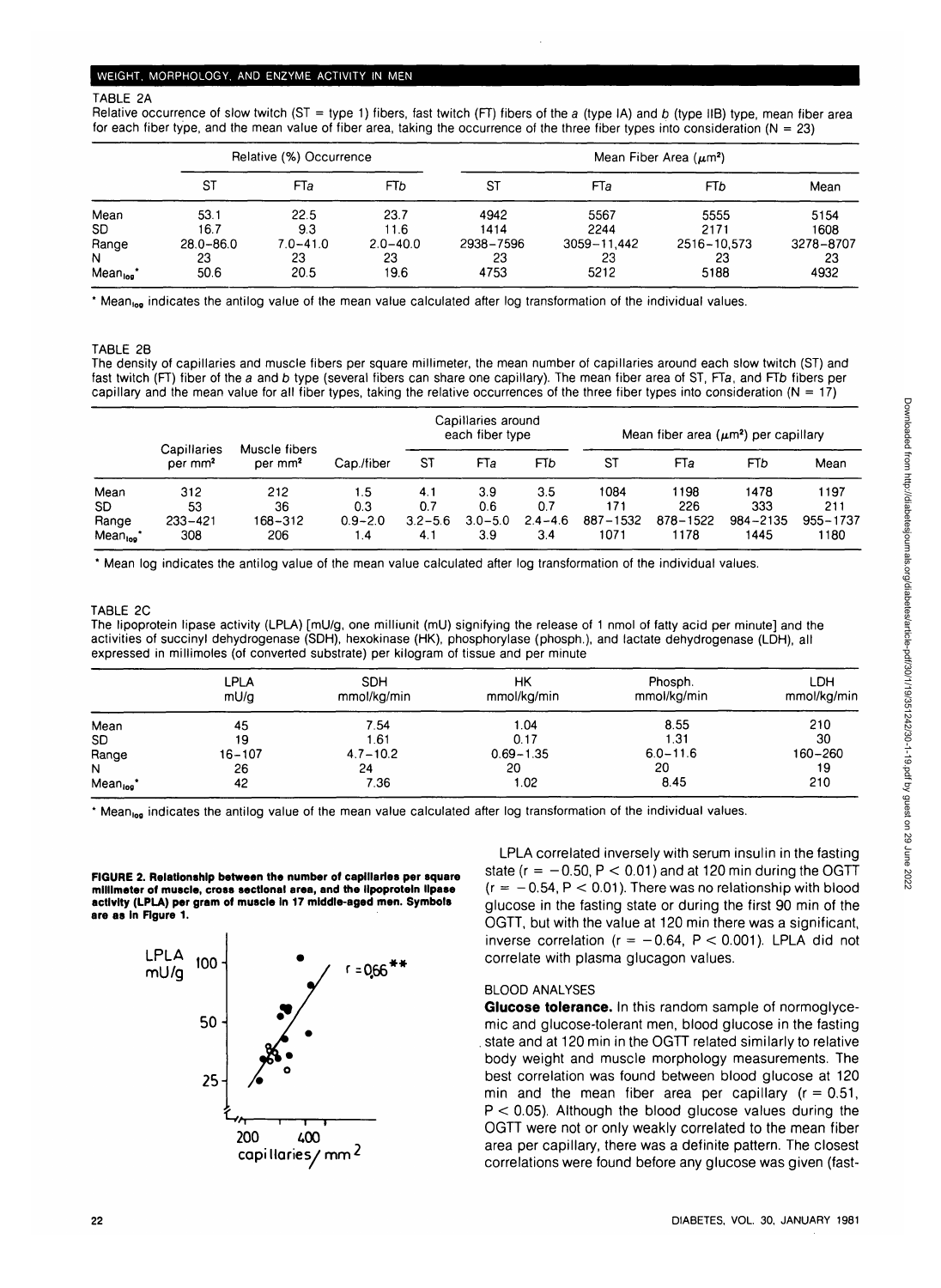## TABLE 2A

Relative occurrence of slow twitch (ST = type 1) fibers, fast twitch (FT) fibers of the *a* (type IA) and *b* (type IIB) type, mean fiber area for each fiber type, and the mean value of fiber area, taking the occurrence of the three fiber types into consideration (N = 23)

| | Relative (%) Occurrence | | | Mean Fiber Area ($\mu m^2$) | | | |
|---|---|---|---|---|---|---|---|
| | ST | FT*a* | FT*b* | ST | FT*a* | FT*b* | Mean |
| Mean | 53.1 | 22.5 | 23.7 | 4942 | 5567 | 5555 | 5154 |
| SD | 16.7 | 9.3 | 11.6 | 1414 | 2244 | 2171 | 1608 |
| Range | 28.0–86.0 | 7.0–41.0 | 2.0–40.0 | 2938–7596 | 3059–11,442 | 2516–10,573 | 3278–8707 |
| N | 23 | 23 | 23 | 23 | 23 | 23 | 23 |
| $Mean_{log}$* | 50.6 | 20.5 | 19.6 | 4753 | 5212 | 5188 | 4932 |

* $Mean_{log}$ indicates the antilog value of the mean value calculated after log transformation of the individual values.

## TABLE 2B

The density of capillaries and muscle fibers per square millimeter, the mean number of capillaries around each slow twitch (ST) and fast twitch (FT) fiber of the *a* and *b* type (several fibers can share one capillary). The mean fiber area of ST, FT*a*, and FT*b* fibers per capillary and the mean value for all fiber types, taking the relative occurrences of the three fiber types into consideration (N = 17)

| | Capillaries per $mm^2$ | Muscle fibers per $mm^2$ | Cap./fiber | Capillaries around each fiber type | | | Mean fiber area ($\mu m^2$) per capillary | | | |
|---|---|---|---|---|---|---|---|---|---|---|
| | | | | ST | FT*a* | FT*b* | ST | FT*a* | FT*b* | Mean |
| Mean | 312 | 212 | 1.5 | 4.1 | 3.9 | 3.5 | 1084 | 1198 | 1478 | 1197 |
| SD | 53 | 36 | 0.3 | 0.7 | 0.6 | 0.7 | 171 | 226 | 333 | 211 |
| Range | 233–421 | 168–312 | 0.9–2.0 | 3.2–5.6 | 3.0–5.0 | 2.4–4.6 | 887–1532 | 878–1522 | 984–2135 | 955–1737 |
| $Mean_{log}$* | 308 | 206 | 1.4 | 4.1 | 3.9 | 3.4 | 1071 | 1178 | 1445 | 1180 |

* Mean log indicates the antilog value of the mean value calculated after log transformation of the individual values.

## TABLE 2C

The lipoprotein lipase activity (LPLA) [mU/g, one milliunit (mU) signifying the release of 1 nmol of fatty acid per minute] and the activities of succinyl dehydrogenase (SDH), hexokinase (HK), phosphorylase (phosph.), and lactate dehydrogenase (LDH), all expressed in millimoles (of converted substrate) per kilogram of tissue and per minute

| | LPLA mU/g | SDH mmol/kg/min | HK mmol/kg/min | Phosph. mmol/kg/min | LDH mmol/kg/min |
|---|---|---|---|---|---|
| Mean | 45 | 7.54 | 1.04 | 8.55 | 210 |
| SD | 19 | 1.61 | 0.17 | 1.31 | 30 |
| Range | 16–107 | 4.7–10.2 | 0.69–1.35 | 6.0–11.6 | 160–260 |
| N | 26 | 24 | 20 | 20 | 19 |
| $Mean_{log}$* | 42 | 7.36 | 1.02 | 8.45 | 210 |

* $Mean_{log}$ indicates the antilog value of the mean value calculated after log transformation of the individual values.

**FIGURE 2. Relationship between the number of capillaries per square millimeter of muscle, cross sectional area, and the lipoprotein lipase activity (LPLA) per gram of muscle in 17 middle-aged men. Symbols are as in Figure 1.**

LPLA correlated inversely with serum insulin in the fasting state ($r = -0.50$, $P < 0.01$) and at 120 min during the OGTT ($r = -0.54$, $P < 0.01$). There was no relationship with blood glucose in the fasting state or during the first 90 min of the OGTT, but with the value at 120 min there was a significant, inverse correlation ($r = -0.64$, $P < 0.001$). LPLA did not correlate with plasma glucagon values.

### BLOOD ANALYSES

**Glucose tolerance.** In this random sample of normoglycemic and glucose-tolerant men, blood glucose in the fasting state and at 120 min in the OGTT related similarly to relative body weight and muscle morphology measurements. The best correlation was found between blood glucose at 120 min and the mean fiber area per capillary ($r = 0.51$, $P < 0.05$). Although the blood glucose values during the OGTT were not or only weakly correlated to the mean fiber area per capillary, there was a definite pattern. The closest correlations were found before any glucose was given (fast-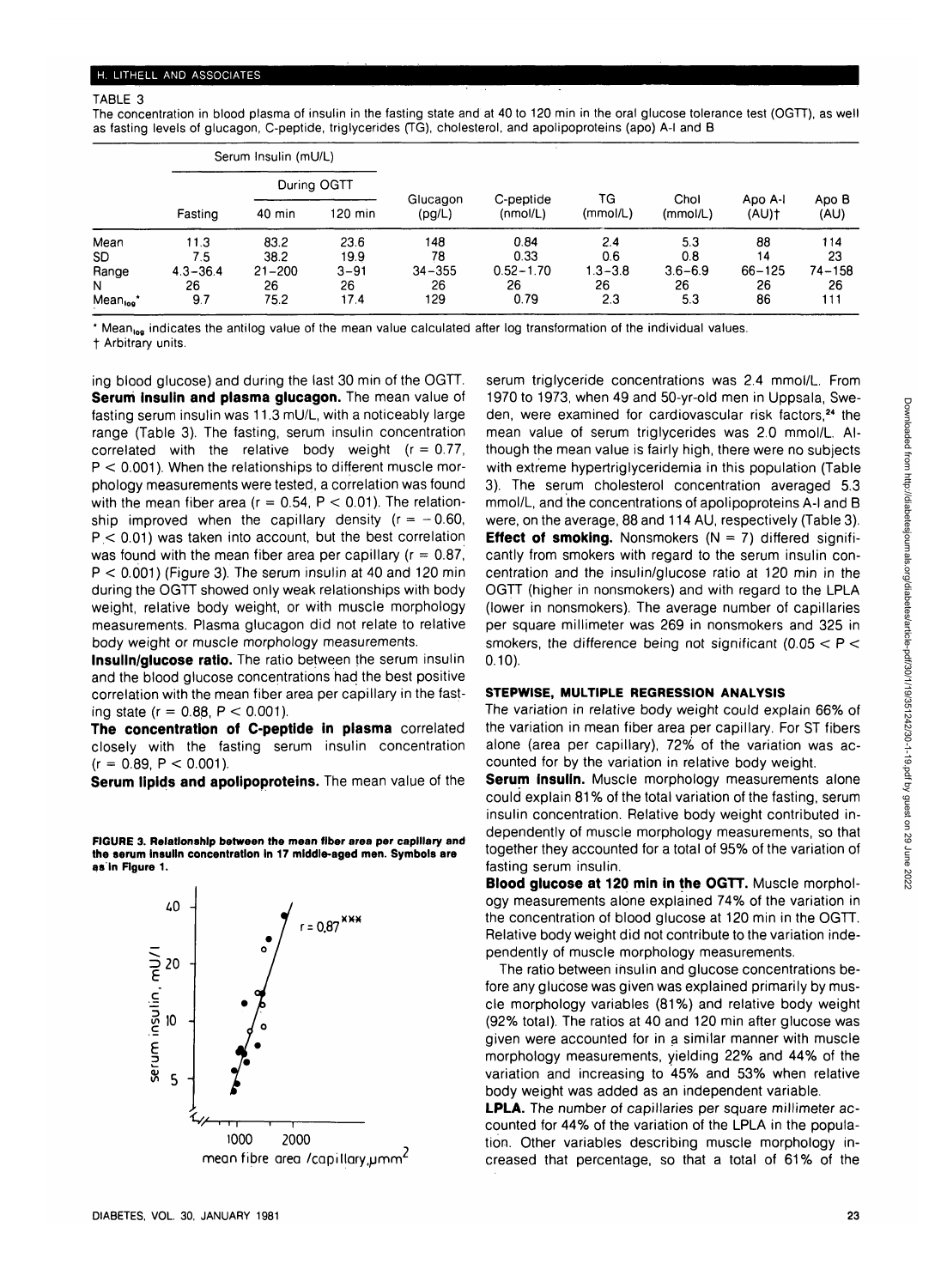TABLE 3

The concentration in blood plasma of insulin in the fasting state and at 40 to 120 min in the oral glucose tolerance test (OGTT), as well as fasting levels of glucagon, C-peptide, triglycerides (TG), cholesterol, and apolipoproteins (apo) A-I and B

| | Serum Insulin (mU/L) | | | | | | | | |
|---|---|---|---|---|---|---|---|---|---|
| | | During OGTT | | | | | | | |
| | Fasting | 40 min | 120 min | Glucagon (pg/L) | C-peptide (nmol/L) | TG (mmol/L) | Chol (mmol/L) | Apo A-I (AU)† | Apo B (AU) |
| Mean | 11.3 | 83.2 | 23.6 | 148 | 0.84 | 2.4 | 5.3 | 88 | 114 |
| SD | 7.5 | 38.2 | 19.9 | 78 | 0.33 | 0.6 | 0.8 | 14 | 23 |
| Range | 4.3–36.4 | 21–200 | 3–91 | 34–355 | 0.52–1.70 | 1.3–3.8 | 3.6–6.9 | 66–125 | 74–158 |
| N | 26 | 26 | 26 | 26 | 26 | 26 | 26 | 26 | 26 |
| $Mean_{log}$* | 9.7 | 75.2 | 17.4 | 129 | 0.79 | 2.3 | 5.3 | 86 | 111 |

* $Mean_{log}$ indicates the antilog value of the mean value calculated after log transformation of the individual values.
† Arbitrary units.

ing blood glucose) and during the last 30 min of the OGTT.

**Serum insulin and plasma glucagon.** The mean value of fasting serum insulin was 11.3 mU/L, with a noticeably large range (Table 3). The fasting, serum insulin concentration correlated with the relative body weight ($r = 0.77$, $P < 0.001$). When the relationships to different muscle morphology measurements were tested, a correlation was found with the mean fiber area ($r = 0.54$, $P < 0.01$). The relationship improved when the capillary density ($r = -0.60$, $P < 0.01$) was taken into account, but the best correlation was found with the mean fiber area per capillary ($r = 0.87$, $P < 0.001$) (Figure 3). The serum insulin at 40 and 120 min during the OGTT showed only weak relationships with body weight, relative body weight, or with muscle morphology measurements. Plasma glucagon did not relate to relative body weight or muscle morphology measurements.

**Insulin/glucose ratio.** The ratio between the serum insulin and the blood glucose concentrations had the best positive correlation with the mean fiber area per capillary in the fasting state ($r = 0.88$, $P < 0.001$).

**The concentration of C-peptide in plasma** correlated closely with the fasting serum insulin concentration ($r = 0.89$, $P < 0.001$).

**Serum lipids and apolipoproteins.** The mean value of the serum triglyceride concentrations was 2.4 mmol/L. From 1970 to 1973, when 49 and 50-yr-old men in Uppsala, Sweden, were examined for cardiovascular risk factors,[24] the mean value of serum triglycerides was 2.0 mmol/L. Although the mean value is fairly high, there were no subjects with extreme hypertriglyceridemia in this population (Table 3). The serum cholesterol concentration averaged 5.3 mmol/L, and the concentrations of apolipoproteins A-I and B were, on the average, 88 and 114 AU, respectively (Table 3).

**Effect of smoking.** Nonsmokers ($N = 7$) differed significantly from smokers with regard to the serum insulin concentration and the insulin/glucose ratio at 120 min in the OGTT (higher in nonsmokers) and with regard to the LPLA (lower in nonsmokers). The average number of capillaries per square millimeter was 269 in nonsmokers and 325 in smokers, the difference being not significant ($0.05 < P < 0.10$).

**FIGURE 3. Relationship between the mean fiber area per capillary and the serum insulin concentration in 17 middle-aged men. Symbols are as in Figure 1.**

### STEPWISE, MULTIPLE REGRESSION ANALYSIS

The variation in relative body weight could explain 66% of the variation in mean fiber area per capillary. For ST fibers alone (area per capillary), 72% of the variation was accounted for by the variation in relative body weight.

**Serum insulin.** Muscle morphology measurements alone could explain 81% of the total variation of the fasting, serum insulin concentration. Relative body weight contributed independently of muscle morphology measurements, so that together they accounted for a total of 95% of the variation of fasting serum insulin.

**Blood glucose at 120 min in the OGTT.** Muscle morphology measurements alone explained 74% of the variation in the concentration of blood glucose at 120 min in the OGTT. Relative body weight did not contribute to the variation independently of muscle morphology measurements.

The ratio between insulin and glucose concentrations before any glucose was given was explained primarily by muscle morphology variables (81%) and relative body weight (92% total). The ratios at 40 and 120 min after glucose was given were accounted for in a similar manner with muscle morphology measurements, yielding 22% and 44% of the variation and increasing to 45% and 53% when relative body weight was added as an independent variable.

**LPLA.** The number of capillaries per square millimeter accounted for 44% of the variation of the LPLA in the population. Other variables describing muscle morphology increased that percentage, so that a total of 61% of the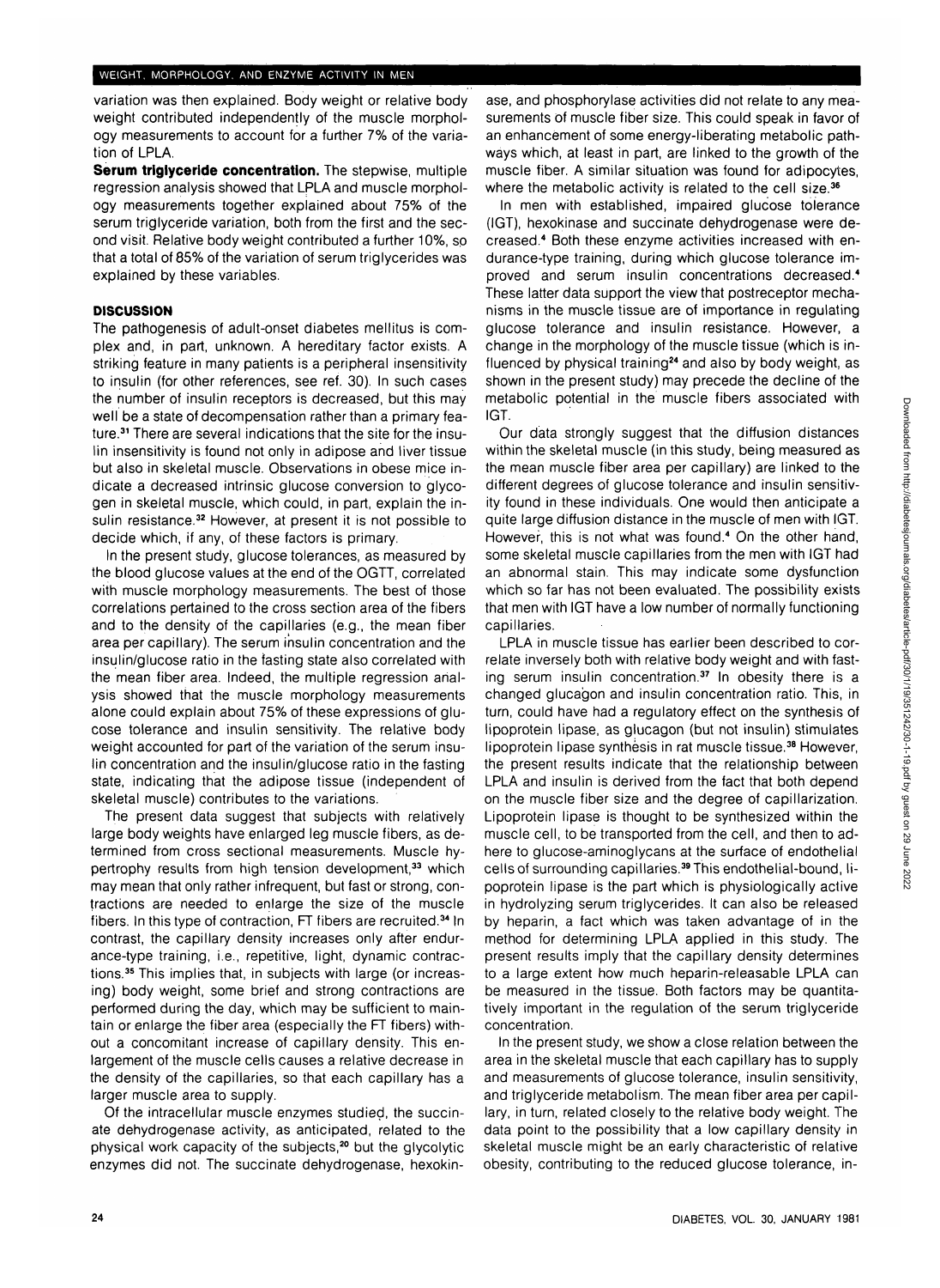variation was then explained. Body weight or relative body weight contributed independently of the muscle morphology measurements to account for a further 7% of the variation of LPLA.

**Serum triglyceride concentration.** The stepwise, multiple regression analysis showed that LPLA and muscle morphology measurements together explained about 75% of the serum triglyceride variation, both from the first and the second visit. Relative body weight contributed a further 10%, so that a total of 85% of the variation of serum triglycerides was explained by these variables.

## DISCUSSION

The pathogenesis of adult-onset diabetes mellitus is complex and, in part, unknown. A hereditary factor exists. A striking feature in many patients is a peripheral insensitivity to insulin (for other references, see ref. 30). In such cases the number of insulin receptors is decreased, but this may well be a state of decompensation rather than a primary feature.[31] There are several indications that the site for the insulin insensitivity is found not only in adipose and liver tissue but also in skeletal muscle. Observations in obese mice indicate a decreased intrinsic glucose conversion to glycogen in skeletal muscle, which could, in part, explain the insulin resistance.[32] However, at present it is not possible to decide which, if any, of these factors is primary.

In the present study, glucose tolerances, as measured by the blood glucose values at the end of the OGTT, correlated with muscle morphology measurements. The best of those correlations pertained to the cross section area of the fibers and to the density of the capillaries (e.g., the mean fiber area per capillary). The serum insulin concentration and the insulin/glucose ratio in the fasting state also correlated with the mean fiber area. Indeed, the multiple regression analysis showed that the muscle morphology measurements alone could explain about 75% of these expressions of glucose tolerance and insulin sensitivity. The relative body weight accounted for part of the variation of the serum insulin concentration and the insulin/glucose ratio in the fasting state, indicating that the adipose tissue (independent of skeletal muscle) contributes to the variations.

The present data suggest that subjects with relatively large body weights have enlarged leg muscle fibers, as determined from cross sectional measurements. Muscle hypertrophy results from high tension development,[33] which may mean that only rather infrequent, but fast or strong, contractions are needed to enlarge the size of the muscle fibers. In this type of contraction, FT fibers are recruited.[34] In contrast, the capillary density increases only after endurance-type training, i.e., repetitive, light, dynamic contractions.[35] This implies that, in subjects with large (or increasing) body weight, some brief and strong contractions are performed during the day, which may be sufficient to maintain or enlarge the fiber area (especially the FT fibers) without a concomitant increase of capillary density. This enlargement of the muscle cells causes a relative decrease in the density of the capillaries, so that each capillary has a larger muscle area to supply.

Of the intracellular muscle enzymes studied, the succinate dehydrogenase activity, as anticipated, related to the physical work capacity of the subjects,[20] but the glycolytic enzymes did not. The succinate dehydrogenase, hexokinase, and phosphorylase activities did not relate to any measurements of muscle fiber size. This could speak in favor of an enhancement of some energy-liberating metabolic pathways which, at least in part, are linked to the growth of the muscle fiber. A similar situation was found for adipocytes, where the metabolic activity is related to the cell size.[36]

In men with established, impaired glucose tolerance (IGT), hexokinase and succinate dehydrogenase were decreased.[4] Both these enzyme activities increased with endurance-type training, during which glucose tolerance improved and serum insulin concentrations decreased.[4] These latter data support the view that postreceptor mechanisms in the muscle tissue are of importance in regulating glucose tolerance and insulin resistance. However, a change in the morphology of the muscle tissue (which is influenced by physical training[24] and also by body weight, as shown in the present study) may precede the decline of the metabolic potential in the muscle fibers associated with IGT.

Our data strongly suggest that the diffusion distances within the skeletal muscle (in this study, being measured as the mean muscle fiber area per capillary) are linked to the different degrees of glucose tolerance and insulin sensitivity found in these individuals. One would then anticipate a quite large diffusion distance in the muscle of men with IGT. However, this is not what was found.[4] On the other hand, some skeletal muscle capillaries from the men with IGT had an abnormal stain. This may indicate some dysfunction which so far has not been evaluated. The possibility exists that men with IGT have a low number of normally functioning capillaries.

LPLA in muscle tissue has earlier been described to correlate inversely both with relative body weight and with fasting serum insulin concentration.[37] In obesity there is a changed glucagon and insulin concentration ratio. This, in turn, could have had a regulatory effect on the synthesis of lipoprotein lipase, as glucagon (but not insulin) stimulates lipoprotein lipase synthesis in rat muscle tissue.[38] However, the present results indicate that the relationship between LPLA and insulin is derived from the fact that both depend on the muscle fiber size and the degree of capillarization. Lipoprotein lipase is thought to be synthesized within the muscle cell, to be transported from the cell, and then to adhere to glucose-aminoglycans at the surface of endothelial cells of surrounding capillaries.[39] This endothelial-bound, lipoprotein lipase is the part which is physiologically active in hydrolyzing serum triglycerides. It can also be released by heparin, a fact which was taken advantage of in the method for determining LPLA applied in this study. The present results imply that the capillary density determines to a large extent how much heparin-releasable LPLA can be measured in the tissue. Both factors may be quantitatively important in the regulation of the serum triglyceride concentration.

In the present study, we show a close relation between the area in the skeletal muscle that each capillary has to supply and measurements of glucose tolerance, insulin sensitivity, and triglyceride metabolism. The mean fiber area per capillary, in turn, related closely to the relative body weight. The data point to the possibility that a low capillary density in skeletal muscle might be an early characteristic of relative obesity, contributing to the reduced glucose tolerance, in-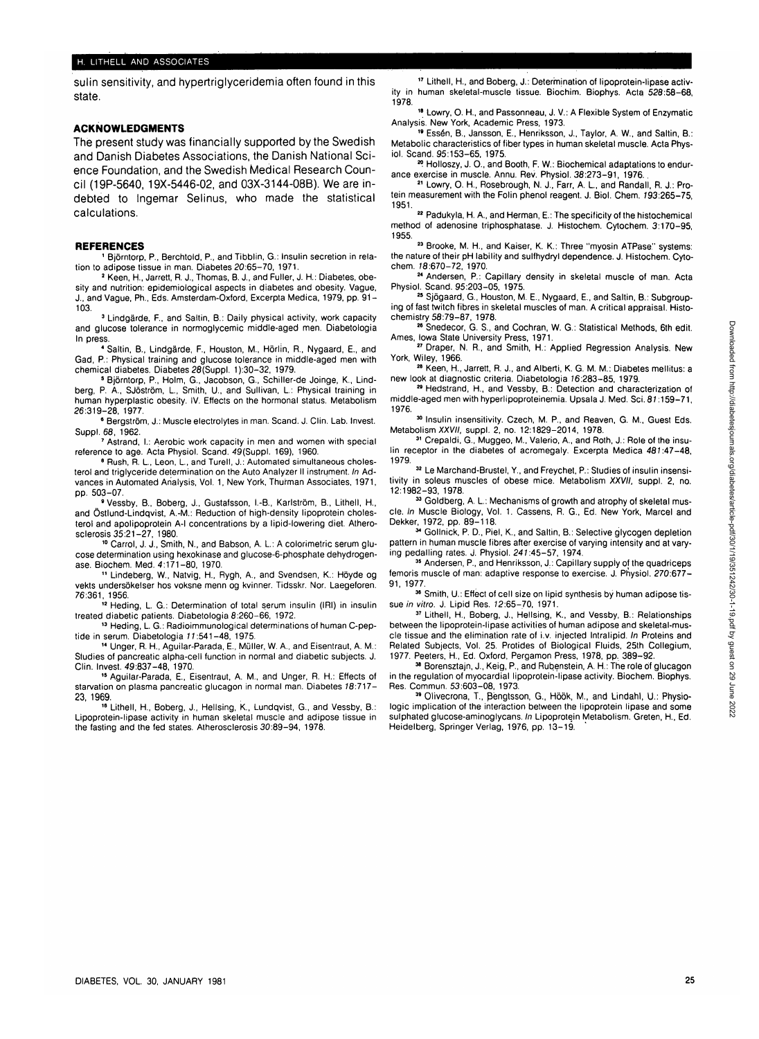sulin sensitivity, and hypertriglyceridemia often found in this state.

## ACKNOWLEDGMENTS

The present study was financially supported by the Swedish and Danish Diabetes Associations, the Danish National Science Foundation, and the Swedish Medical Research Council (19P-5640, 19X-5446-02, and 03X-3144-08B). We are indebted to Ingemar Selinus, who made the statistical calculations.

## REFERENCES

[1] Björntorp, P., Berchtold, P., and Tibblin, G.: Insulin secretion in relation to adipose tissue in man. Diabetes *20*:65–70, 1971.

[2] Keen, H., Jarrett, R. J., Thomas, B. J., and Fuller, J. H.: Diabetes, obesity and nutrition: epidemiological aspects in diabetes and obesity. Vague, J., and Vague, Ph., Eds. Amsterdam-Oxford, Excerpta Medica, 1979, pp. 91–103.

[3] Lindgärde, F., and Saltin, B.: Daily physical activity, work capacity and glucose tolerance in normoglycemic middle-aged men. Diabetologia In press.

[4] Saltin, B., Lindgärde, F., Houston, M., Hörlin, R., Nygaard, E., and Gad, P.: Physical training and glucose tolerance in middle-aged men with chemical diabetes. Diabetes *28*(Suppl. 1):30–32, 1979.

[5] Björntorp, P., Holm, G., Jacobson, G., Schiller-de Joinge, K., Lindberg, P. A., Sjöström, L., Smith, U., and Sullivan, L.: Physical training in human hyperplastic obesity. IV. Effects on the hormonal status. Metabolism *26*:319–28, 1977.

[6] Bergström, J.: Muscle electrolytes in man. Scand. J. Clin. Lab. Invest. Suppl. *68*, 1962.

[7] Astrand, I.: Aerobic work capacity in men and women with special reference to age. Acta Physiol. Scand. *49*(Suppl. 169), 1960.

[8] Rush, R. L., Leon, L., and Turell, J.: Automated simultaneous cholesterol and triglyceride determination on the Auto Analyzer II instrument. *In* Advances in Automated Analysis, Vol. 1, New York, Thurman Associates, 1971, pp. 503–07.

[9] Vessby, B., Boberg, J., Gustafsson, I.-B., Karlström, B., Lithell, H., and Östlund-Lindqvist, A.-M.: Reduction of high-density lipoprotein cholesterol and apolipoprotein A-I concentrations by a lipid-lowering diet. Atherosclerosis *35*:21–27, 1980.

[10] Carrol, J. J., Smith, N., and Babson, A. L.: A colorimetric serum glucose determination using hexokinase and glucose-6-phosphate dehydrogenase. Biochem. Med. *4*:171–80, 1970.

[11] Lindeberg, W., Natvig, H., Rygh, A., and Svendsen, K.: Höyde og vekts undersökelser hos voksne menn og kvinner. Tidsskr. Nor. Laegeforen. *76*:361, 1956.

[12] Heding, L. G.: Determination of total serum insulin (IRI) in insulin treated diabetic patients. Diabetologia *8*:260–66, 1972.

[13] Heding, L. G.: Radioimmunological determinations of human C-peptide in serum. Diabetologia *11*:541–48, 1975.

[14] Unger, R. H., Aguilar-Parada, E., Müller, W. A., and Eisentraut, A. M.: Studies of pancreatic alpha-cell function in normal and diabetic subjects. J. Clin. Invest. *49*:837–48, 1970.

[15] Aguilar-Parada, E., Eisentraut, A. M., and Unger, R. H.: Effects of starvation on plasma pancreatic glucagon in normal man. Diabetes *18*:717–23, 1969.

[16] Lithell, H., Boberg, J., Hellsing, K., Lundqvist, G., and Vessby, B.: Lipoprotein-lipase activity in human skeletal muscle and adipose tissue in the fasting and the fed states. Atherosclerosis *30*:89–94, 1978.

[17] Lithell, H., and Boberg, J.: Determination of lipoprotein-lipase activity in human skeletal-muscle tissue. Biochim. Biophys. Acta *528*:58–68, 1978.

[18] Lowry, O. H., and Passonneau, J. V.: A Flexible System of Enzymatic Analysis. New York, Academic Press, 1973.

[19] Essén, B., Jansson, E., Henriksson, J., Taylor, A. W., and Saltin, B.: Metabolic characteristics of fiber types in human skeletal muscle. Acta Physiol. Scand. *95*:153–65, 1975.

[20] Holloszy, J. O., and Booth, F. W.: Biochemical adaptations to endurance exercise in muscle. Annu. Rev. Physiol. *38*:273–91, 1976.

[21] Lowry, O. H., Rosebrough, N. J., Farr, A. L., and Randall, R. J.: Protein measurement with the Folin phenol reagent. J. Biol. Chem. *193*:265–75, 1951.

[22] Padukyla, H. A., and Herman, E.: The specificity of the histochemical method of adenosine triphosphatase. J. Histochem. Cytochem. *3*:170–95, 1955.

[23] Brooke, M. H., and Kaiser, K. K.: Three "myosin ATPase" systems: the nature of their pH lability and sulfhydryl dependence. J. Histochem. Cytochem. *18*:670–72, 1970.

[24] Andersen, P.: Capillary density in skeletal muscle of man. Acta Physiol. Scand. *95*:203–05, 1975.

[25] Sjögaard, G., Houston, M. E., Nygaard, E., and Saltin, B.: Subgrouping of fast twitch fibres in skeletal muscles of man. A critical appraisal. Histochemistry *58*:79–87, 1978.

[26] Snedecor, G. S., and Cochran, W. G.: Statistical Methods, 6th edit. Ames, Iowa State University Press, 1971.

[27] Draper, N. R., and Smith, H.: Applied Regression Analysis. New York, Wiley, 1966.

[28] Keen, H., Jarrett, R. J., and Alberti, K. G. M. M.: Diabetes mellitus: a new look at diagnostic criteria. Diabetologia *16*:283–85, 1979.

[29] Hedstrand, H., and Vessby, B.: Detection and characterization of middle-aged men with hyperlipoproteinemia. Upsala J. Med. Sci. *81*:159–71, 1976.

[30] Insulin insensitivity. Czech, M. P., and Reaven, G. M., Guest Eds. Metabolism *XXVII*, suppl. 2, no. 12:1829–2014, 1978.

[31] Crepaldi, G., Muggeo, M., Valerio, A., and Roth, J.: Role of the insulin receptor in the diabetes of acromegaly. Excerpta Medica *481*:47–48, 1979.

[32] Le Marchand-Brustel, Y., and Freychet, P.: Studies of insulin insensitivity in soleus muscles of obese mice. Metabolism *XXVII*, suppl. 2, no. 12:1982–93, 1978.

[33] Goldberg, A. L.: Mechanisms of growth and atrophy of skeletal muscle. *In* Muscle Biology, Vol. 1. Cassens, R. G., Ed. New York, Marcel and Dekker, 1972, pp. 89–118.

[34] Gollnick, P. D., Piel, K., and Saltin, B.: Selective glycogen depletion pattern in human muscle fibres after exercise of varying intensity and at varying pedalling rates. J. Physiol. *241*:45–57, 1974.

[35] Andersen, P., and Henriksson, J.: Capillary supply of the quadriceps femoris muscle of man: adaptive response to exercise. J. Physiol. *270*:677–91, 1977.

[36] Smith, U.: Effect of cell size on lipid synthesis by human adipose tissue *in vitro*. J. Lipid Res. *12*:65–70, 1971.

[37] Lithell, H., Boberg, J., Hellsing, K., and Vessby, B.: Relationships between the lipoprotein-lipase activities of human adipose and skeletal-muscle tissue and the elimination rate of i.v. injected Intralipid. *In* Proteins and Related Subjects, Vol. 25. Protides of Biological Fluids, 25th Collegium, 1977. Peeters, H., Ed. Oxford, Pergamon Press, 1978, pp. 389–92.

[38] Borensztajn, J., Keig, P., and Rubenstein, A. H.: The role of glucagon in the regulation of myocardial lipoprotein-lipase activity. Biochem. Biophys. Res. Commun. *53*:603–08, 1973.

[39] Olivecrona, T., Bengtsson, G., Höök, M., and Lindahl, U.: Physiologic implication of the interaction between the lipoprotein lipase and some sulphated glucose-aminoglycans. *In* Lipoprotein Metabolism. Greten, H., Ed. Heidelberg, Springer Verlag, 1976, pp. 13–19.